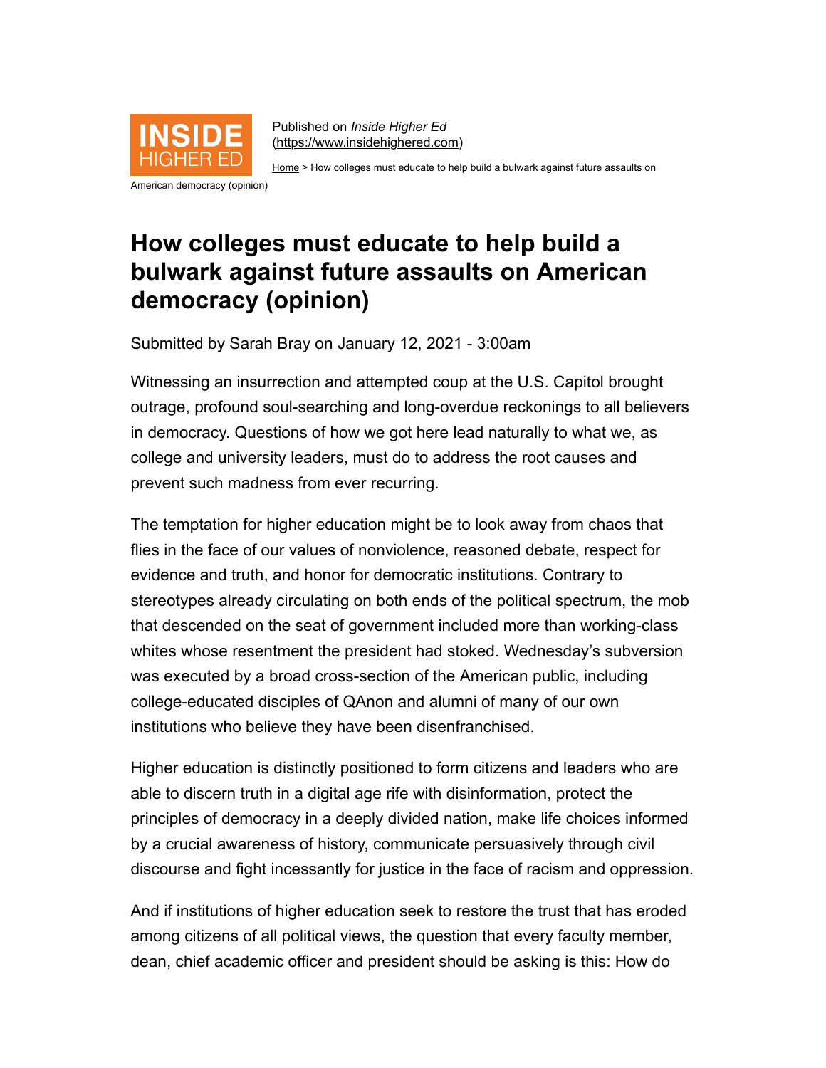Published on *Inside Higher Ed* (https://www.insidehighered.com)

Home > How colleges must educate to help build a bulwark against future assaults on American democracy (opinion)

# How colleges must educate to help build a bulwark against future assaults on American democracy (opinion)

Submitted by Sarah Bray on January 12, 2021 - 3:00am

Witnessing an insurrection and attempted coup at the U.S. Capitol brought outrage, profound soul-searching and long-overdue reckonings to all believers in democracy. Questions of how we got here lead naturally to what we, as college and university leaders, must do to address the root causes and prevent such madness from ever recurring.

The temptation for higher education might be to look away from chaos that flies in the face of our values of nonviolence, reasoned debate, respect for evidence and truth, and honor for democratic institutions. Contrary to stereotypes already circulating on both ends of the political spectrum, the mob that descended on the seat of government included more than working-class whites whose resentment the president had stoked. Wednesday's subversion was executed by a broad cross-section of the American public, including college-educated disciples of QAnon and alumni of many of our own institutions who believe they have been disenfranchised.

Higher education is distinctly positioned to form citizens and leaders who are able to discern truth in a digital age rife with disinformation, protect the principles of democracy in a deeply divided nation, make life choices informed by a crucial awareness of history, communicate persuasively through civil discourse and fight incessantly for justice in the face of racism and oppression.

And if institutions of higher education seek to restore the trust that has eroded among citizens of all political views, the question that every faculty member, dean, chief academic officer and president should be asking is this: How do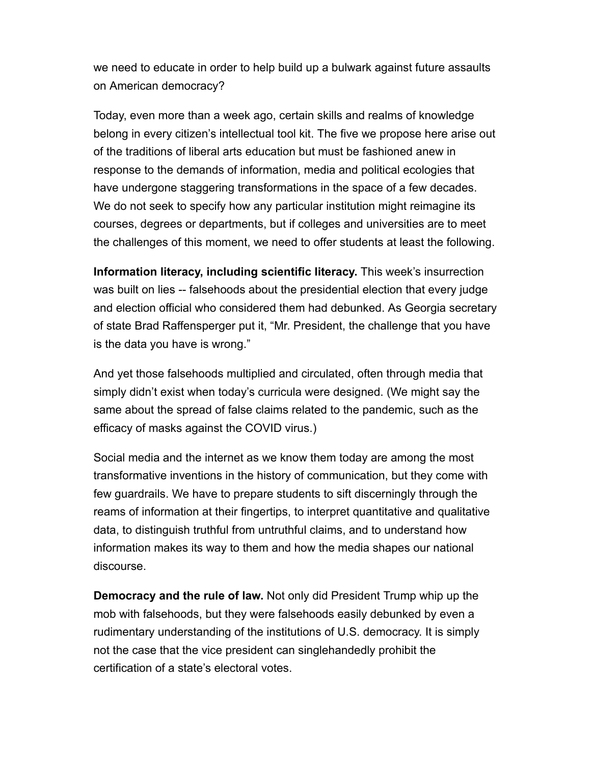we need to educate in order to help build up a bulwark against future assaults on American democracy?

Today, even more than a week ago, certain skills and realms of knowledge belong in every citizen's intellectual tool kit. The five we propose here arise out of the traditions of liberal arts education but must be fashioned anew in response to the demands of information, media and political ecologies that have undergone staggering transformations in the space of a few decades. We do not seek to specify how any particular institution might reimagine its courses, degrees or departments, but if colleges and universities are to meet the challenges of this moment, we need to offer students at least the following.

**Information literacy, including scientific literacy.** This week's insurrection was built on lies -- falsehoods about the presidential election that every judge and election official who considered them had debunked. As Georgia secretary of state Brad Raffensperger put it, "Mr. President, the challenge that you have is the data you have is wrong."

And yet those falsehoods multiplied and circulated, often through media that simply didn't exist when today's curricula were designed. (We might say the same about the spread of false claims related to the pandemic, such as the efficacy of masks against the COVID virus.)

Social media and the internet as we know them today are among the most transformative inventions in the history of communication, but they come with few guardrails. We have to prepare students to sift discerningly through the reams of information at their fingertips, to interpret quantitative and qualitative data, to distinguish truthful from untruthful claims, and to understand how information makes its way to them and how the media shapes our national discourse.

**Democracy and the rule of law.** Not only did President Trump whip up the mob with falsehoods, but they were falsehoods easily debunked by even a rudimentary understanding of the institutions of U.S. democracy. It is simply not the case that the vice president can singlehandedly prohibit the certification of a state's electoral votes.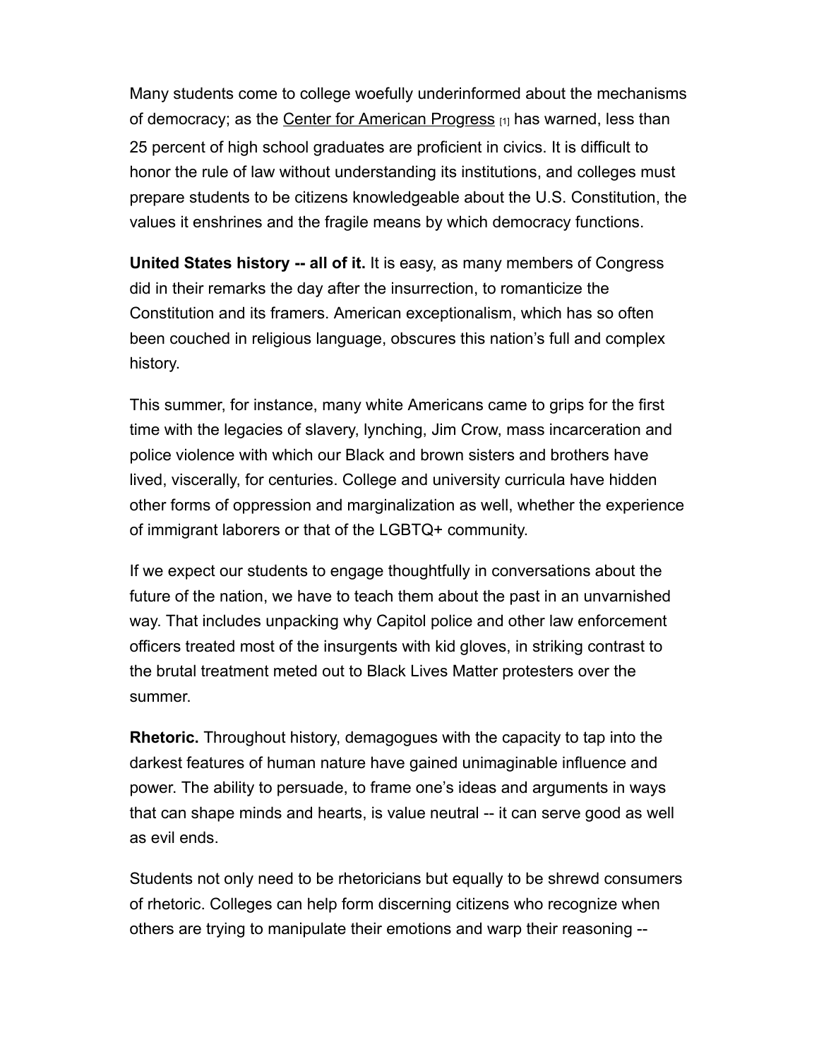Many students come to college woefully underinformed about the mechanisms of democracy; as the Center for American Progress [1] has warned, less than 25 percent of high school graduates are proficient in civics. It is difficult to honor the rule of law without understanding its institutions, and colleges must prepare students to be citizens knowledgeable about the U.S. Constitution, the values it enshrines and the fragile means by which democracy functions.

**United States history -- all of it.** It is easy, as many members of Congress did in their remarks the day after the insurrection, to romanticize the Constitution and its framers. American exceptionalism, which has so often been couched in religious language, obscures this nation's full and complex history.

This summer, for instance, many white Americans came to grips for the first time with the legacies of slavery, lynching, Jim Crow, mass incarceration and police violence with which our Black and brown sisters and brothers have lived, viscerally, for centuries. College and university curricula have hidden other forms of oppression and marginalization as well, whether the experience of immigrant laborers or that of the LGBTQ+ community.

If we expect our students to engage thoughtfully in conversations about the future of the nation, we have to teach them about the past in an unvarnished way. That includes unpacking why Capitol police and other law enforcement officers treated most of the insurgents with kid gloves, in striking contrast to the brutal treatment meted out to Black Lives Matter protesters over the summer.

**Rhetoric.** Throughout history, demagogues with the capacity to tap into the darkest features of human nature have gained unimaginable influence and power. The ability to persuade, to frame one's ideas and arguments in ways that can shape minds and hearts, is value neutral -- it can serve good as well as evil ends.

Students not only need to be rhetoricians but equally to be shrewd consumers of rhetoric. Colleges can help form discerning citizens who recognize when others are trying to manipulate their emotions and warp their reasoning --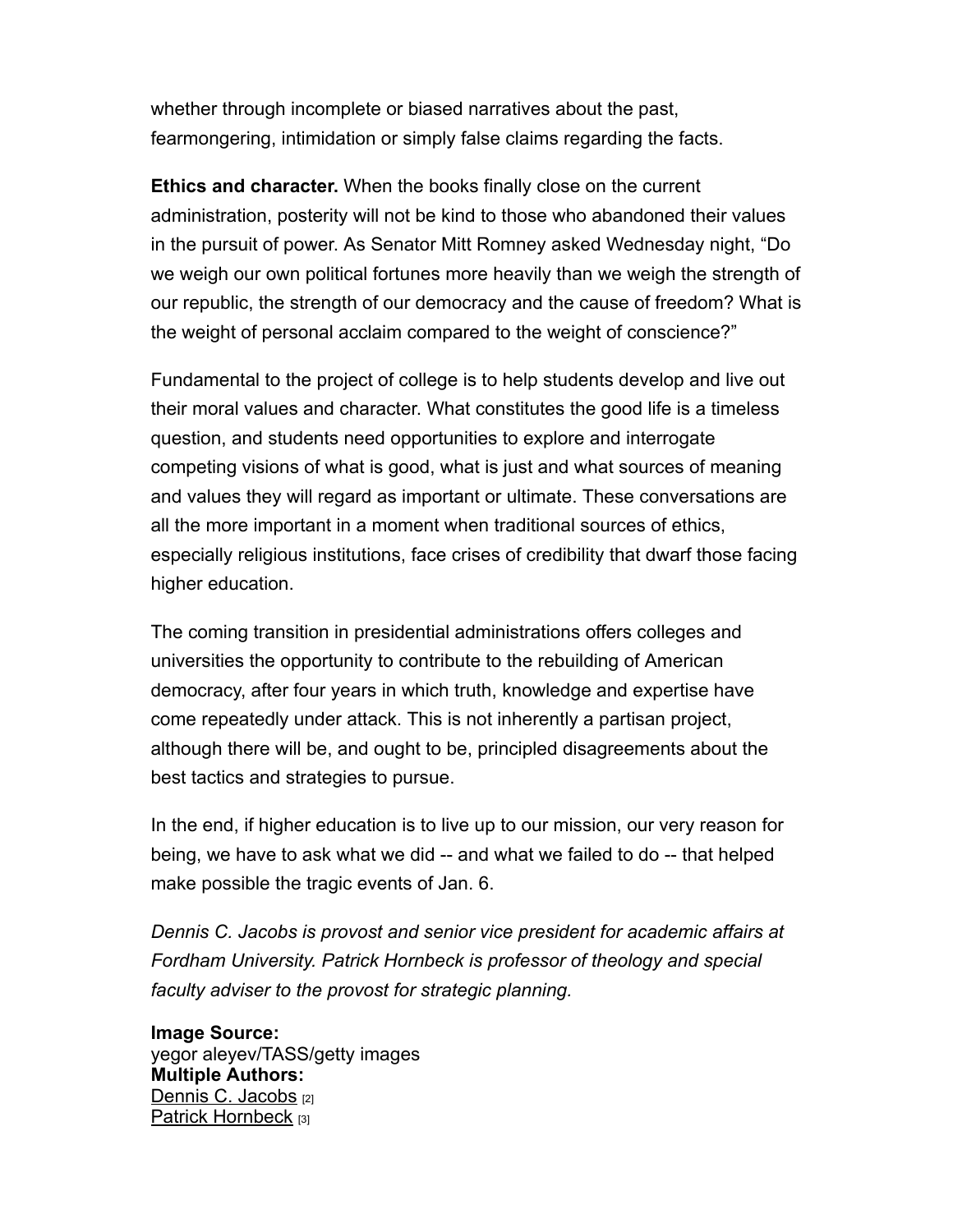whether through incomplete or biased narratives about the past, fearmongering, intimidation or simply false claims regarding the facts.

**Ethics and character.** When the books finally close on the current administration, posterity will not be kind to those who abandoned their values in the pursuit of power. As Senator Mitt Romney asked Wednesday night, “Do we weigh our own political fortunes more heavily than we weigh the strength of our republic, the strength of our democracy and the cause of freedom? What is the weight of personal acclaim compared to the weight of conscience?”

Fundamental to the project of college is to help students develop and live out their moral values and character. What constitutes the good life is a timeless question, and students need opportunities to explore and interrogate competing visions of what is good, what is just and what sources of meaning and values they will regard as important or ultimate. These conversations are all the more important in a moment when traditional sources of ethics, especially religious institutions, face crises of credibility that dwarf those facing higher education.

The coming transition in presidential administrations offers colleges and universities the opportunity to contribute to the rebuilding of American democracy, after four years in which truth, knowledge and expertise have come repeatedly under attack. This is not inherently a partisan project, although there will be, and ought to be, principled disagreements about the best tactics and strategies to pursue.

In the end, if higher education is to live up to our mission, our very reason for being, we have to ask what we did -- and what we failed to do -- that helped make possible the tragic events of Jan. 6.

*Dennis C. Jacobs is provost and senior vice president for academic affairs at Fordham University. Patrick Hornbeck is professor of theology and special faculty adviser to the provost for strategic planning.*

**Image Source:**
yegor aleyev/TASS/getty images
**Multiple Authors:**
Dennis C. Jacobs [2]
Patrick Hornbeck [3]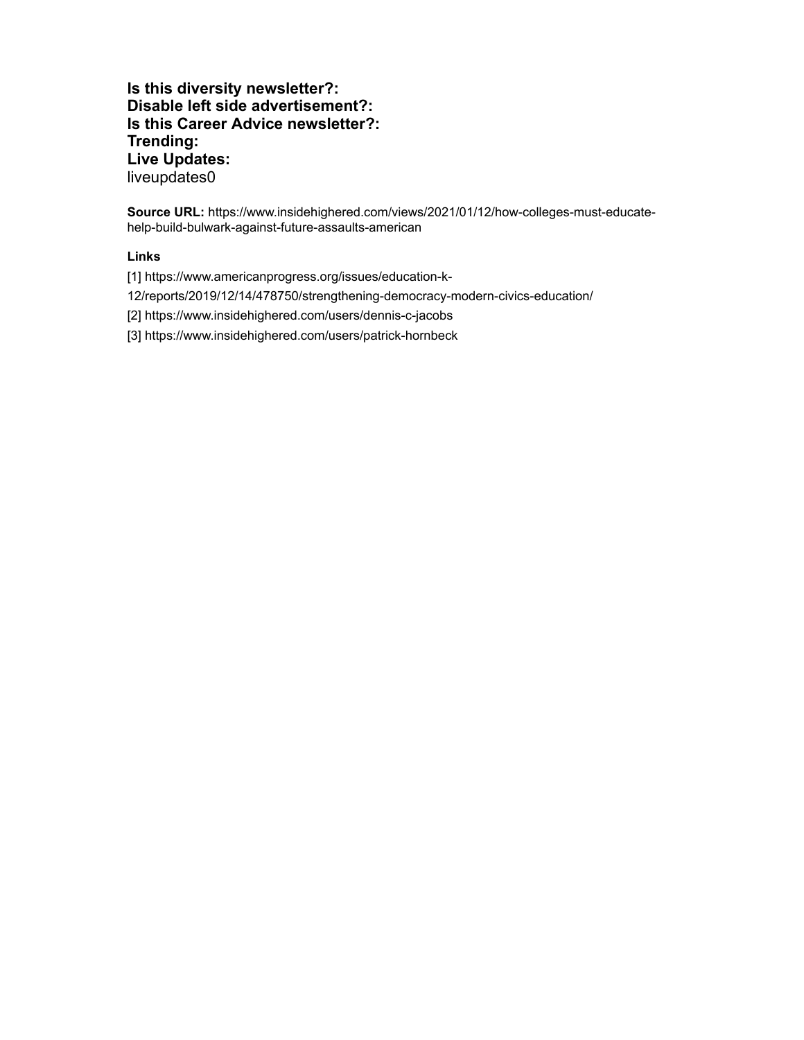**Is this diversity newsletter?:**
**Disable left side advertisement?:**
**Is this Career Advice newsletter?:**
**Trending:**
**Live Updates:**
liveupdates0

**Source URL:** https://www.insidehighered.com/views/2021/01/12/how-colleges-must-educate-help-build-bulwark-against-future-assaults-american

**Links**

[1] https://www.americanprogress.org/issues/education-k-12/reports/2019/12/14/478750/strengthening-democracy-modern-civics-education/

[2] https://www.insidehighered.com/users/dennis-c-jacobs

[3] https://www.insidehighered.com/users/patrick-hornbeck